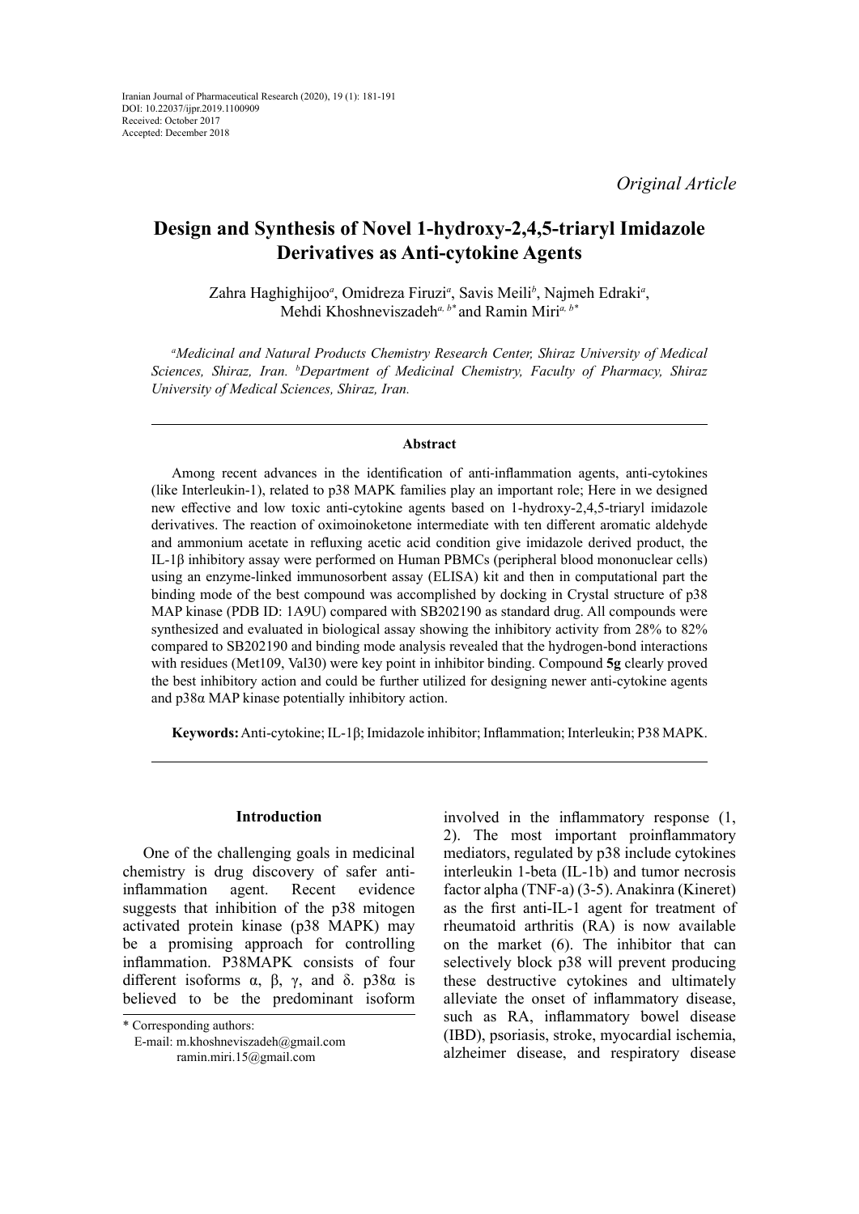Iranian Journal of Pharmaceutical Research (2020), 19 (1): 181-191
DOI: 10.22037/ijpr.2019.1100909
Received: October 2017
Accepted: December 2018

*Original Article*

# Design and Synthesis of Novel 1-hydroxy-2,4,5-triaryl Imidazole Derivatives as Anti-cytokine Agents

Zahra Haghighijoo[a], Omidreza Firuzi[a], Savis Meili[b], Najmeh Edraki[a], Mehdi Khoshneviszadeh[a, b*] and Ramin Miri[a, b*]

[a]*Medicinal and Natural Products Chemistry Research Center, Shiraz University of Medical Sciences, Shiraz, Iran.* [b]*Department of Medicinal Chemistry, Faculty of Pharmacy, Shiraz University of Medical Sciences, Shiraz, Iran.*

### Abstract

Among recent advances in the identification of anti-inflammation agents, anti-cytokines (like Interleukin-1), related to p38 MAPK families play an important role; Here in we designed new effective and low toxic anti-cytokine agents based on 1-hydroxy-2,4,5-triaryl imidazole derivatives. The reaction of oximoinoketone intermediate with ten different aromatic aldehyde and ammonium acetate in refluxing acetic acid condition give imidazole derived product, the IL-1β inhibitory assay were performed on Human PBMCs (peripheral blood mononuclear cells) using an enzyme-linked immunosorbent assay (ELISA) kit and then in computational part the binding mode of the best compound was accomplished by docking in Crystal structure of p38 MAP kinase (PDB ID: 1A9U) compared with SB202190 as standard drug. All compounds were synthesized and evaluated in biological assay showing the inhibitory activity from 28% to 82% compared to SB202190 and binding mode analysis revealed that the hydrogen-bond interactions with residues (Met109, Val30) were key point in inhibitor binding. Compound **5g** clearly proved the best inhibitory action and could be further utilized for designing newer anti-cytokine agents and p38α MAP kinase potentially inhibitory action.

**Keywords:** Anti-cytokine; IL-1β; Imidazole inhibitor; Inflammation; Interleukin; P38 MAPK.

## Introduction

One of the challenging goals in medicinal chemistry is drug discovery of safer anti-inflammation agent. Recent evidence suggests that inhibition of the p38 mitogen activated protein kinase (p38 MAPK) may be a promising approach for controlling inflammation. P38MAPK consists of four different isoforms α, β, γ, and δ. p38α is believed to be the predominant isoform involved in the inflammatory response (1, 2). The most important proinflammatory mediators, regulated by p38 include cytokines interleukin 1-beta (IL-1b) and tumor necrosis factor alpha (TNF-a) (3-5). Anakinra (Kineret) as the first anti-IL-1 agent for treatment of rheumatoid arthritis (RA) is now available on the market (6). The inhibitor that can selectively block p38 will prevent producing these destructive cytokines and ultimately alleviate the onset of inflammatory disease, such as RA, inflammatory bowel disease (IBD), psoriasis, stroke, myocardial ischemia, alzheimer disease, and respiratory disease

\* Corresponding authors:
E-mail: m.khoshneviszadeh@gmail.com
ramin.miri.15@gmail.com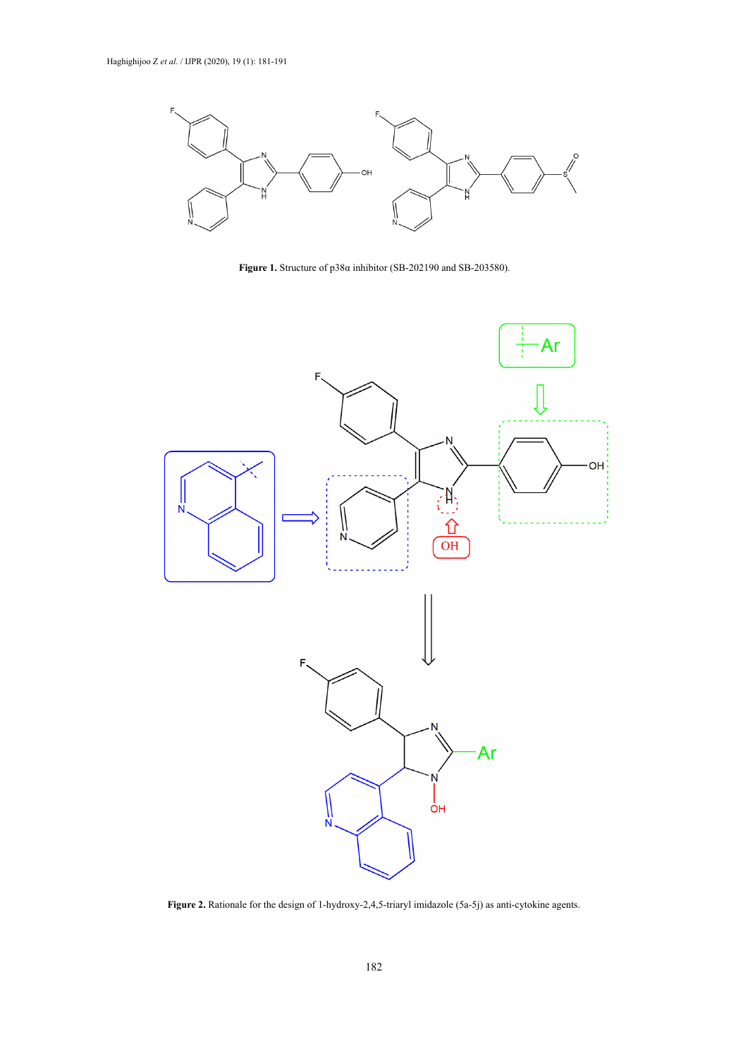Figure 1. Structure of p38α inhibitor (SB-202190 and SB-203580).

Figure 2. Rationale for the design of 1-hydroxy-2,4,5-triaryl imidazole (5a-5j) as anti-cytokine agents.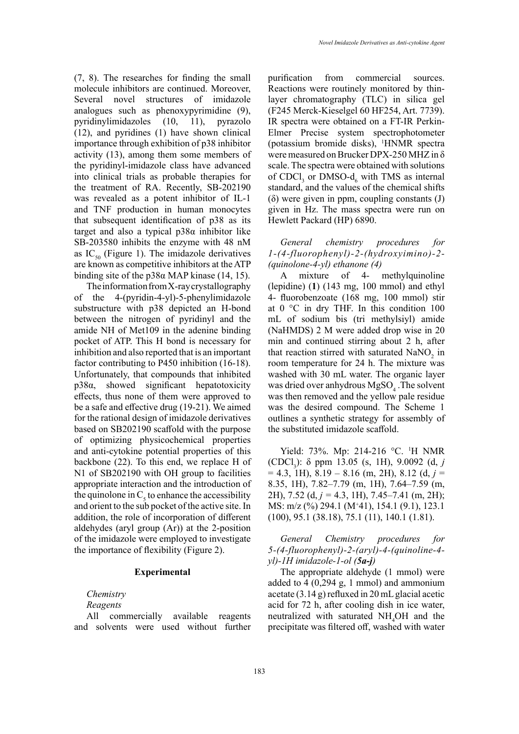(7, 8). The researches for finding the small molecule inhibitors are continued. Moreover, Several novel structures of imidazole analogues such as phenoxypyrimidine (9), pyridinylimidazoles (10, 11), pyrazolo (12), and pyridines (1) have shown clinical importance through exhibition of p38 inhibitor activity (13), among them some members of the pyridinyl-imidazole class have advanced into clinical trials as probable therapies for the treatment of RA. Recently, SB-202190 was revealed as a potent inhibitor of IL-1 and TNF production in human monocytes that subsequent identification of p38 as its target and also a typical p38α inhibitor like SB-203580 inhibits the enzyme with 48 nM as $IC_{50}$ (Figure 1). The imidazole derivatives are known as competitive inhibitors at the ATP binding site of the p38α MAP kinase (14, 15).

The information from X-ray crystallography of the 4-(pyridin-4-yl)-5-phenylimidazole substructure with p38 depicted an H-bond between the nitrogen of pyridinyl and the amide NH of Met109 in the adenine binding pocket of ATP. This H bond is necessary for inhibition and also reported that is an important factor contributing to P450 inhibition (16-18). Unfortunately, that compounds that inhibited p38α, showed significant hepatotoxicity effects, thus none of them were approved to be a safe and effective drug (19-21). We aimed for the rational design of imidazole derivatives based on SB202190 scaffold with the purpose of optimizing physicochemical properties and anti-cytokine potential properties of this backbone (22). To this end, we replace H of N1 of SB202190 with OH group to facilities appropriate interaction and the introduction of the quinolone in $C_5$ to enhance the accessibility and orient to the sub pocket of the active site. In addition, the role of incorporation of different aldehydes (aryl group (Ar)) at the 2-position of the imidazole were employed to investigate the importance of flexibility (Figure 2).

## Experimental

### *Chemistry*

#### *Reagents*

All commercially available reagents and solvents were used without further purification from commercial sources. Reactions were routinely monitored by thin-layer chromatography (TLC) in silica gel (F245 Merck-Kieselgel 60 HF254, Art. 7739). IR spectra were obtained on a FT-IR Perkin-Elmer Precise system spectrophotometer (potassium bromide disks), $^1$HNMR spectra were measured on Brucker DPX-250 MHZ in δ scale. The spectra were obtained with solutions of $CDCl_3$ or DMSO-$d_6$ with TMS as internal standard, and the values of the chemical shifts (δ) were given in ppm, coupling constants (J) given in Hz. The mass spectra were run on Hewlett Packard (HP) 6890.

#### *General chemistry procedures for 1-(4-fluorophenyl)-2-(hydroxyimino)-2-(quinolone-4-yl) ethanone (4)*

A mixture of 4- methylquinoline (lepidine) (**1**) (143 mg, 100 mmol) and ethyl 4- fluorobenzoate (168 mg, 100 mmol) stir at 0 °C in dry THF. In this condition 100 mL of sodium bis (tri methylsilyl) amide (NaHMDS) 2 M were added drop wise in 20 min and continued stirring about 2 h, after that reaction stirred with saturated $NaNO_2$ in room temperature for 24 h. The mixture was washed with 30 mL water. The organic layer was dried over anhydrous $MgSO_4$ .The solvent was then removed and the yellow pale residue was the desired compound. The Scheme 1 outlines a synthetic strategy for assembly of the substituted imidazole scaffold.

Yield: 73%. Mp: 214-216 °C. $^1$H NMR ($CDCl_3$): δ ppm 13.05 (s, 1H), 9.0092 (d, *j* = 4.3, 1H), 8.19 – 8.16 (m, 2H), 8.12 (d, *j* = 8.35, 1H), 7.82–7.79 (m, 1H), 7.64–7.59 (m, 2H), 7.52 (d, *j* = 4.3, 1H), 7.45–7.41 (m, 2H); MS: m/z (%) 294.1 ($M^+$41), 154.1 (9.1), 123.1 (100), 95.1 (38.18), 75.1 (11), 140.1 (1.81).

#### *General Chemistry procedures for 5-(4-fluorophenyl)-2-(aryl)-4-(quinoline-4-yl)-1H imidazole-1-ol (**5a-j**)*

The appropriate aldehyde (1 mmol) were added to 4 (0,294 g, 1 mmol) and ammonium acetate (3.14 g) refluxed in 20 mL glacial acetic acid for 72 h, after cooling dish in ice water, neutralized with saturated $NH_4OH$ and the precipitate was filtered off, washed with water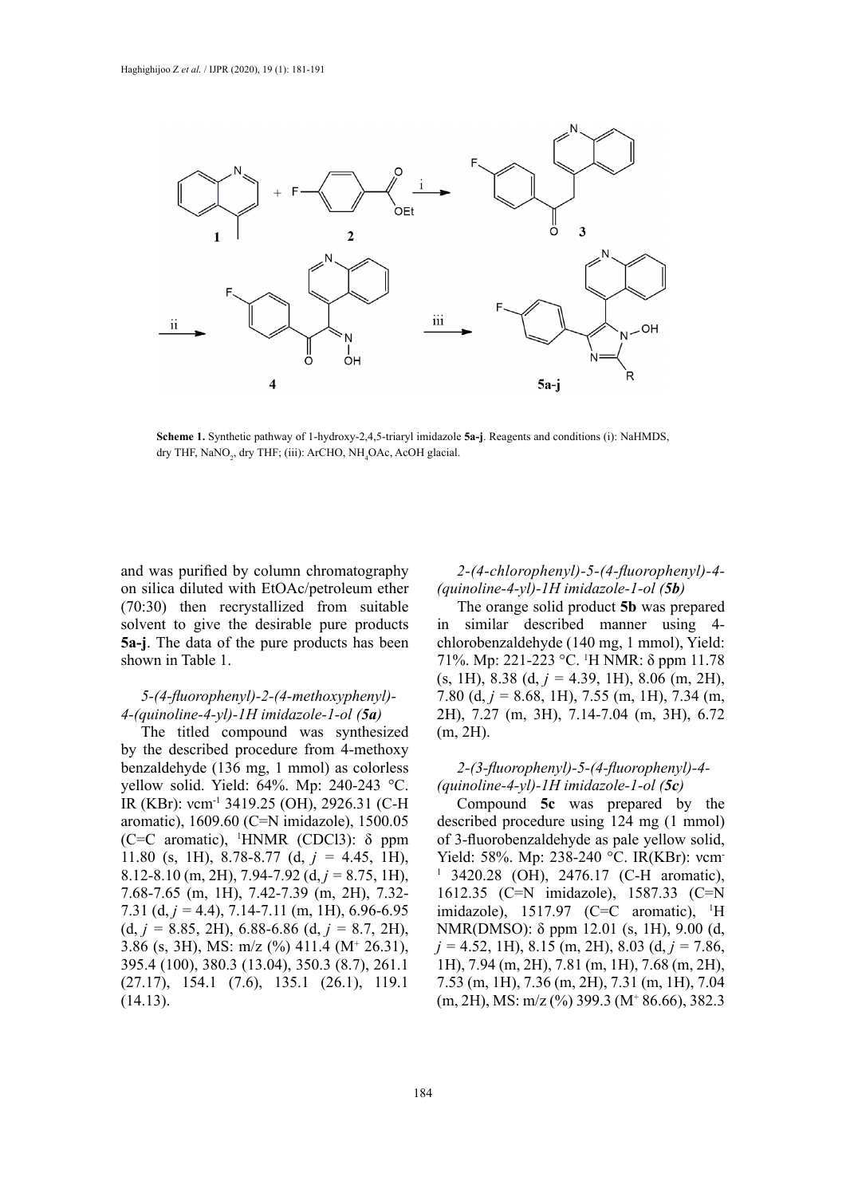**Scheme 1.** Synthetic pathway of 1-hydroxy-2,4,5-triaryl imidazole **5a-j**. Reagents and conditions (i): NaHMDS, dry THF, $NaNO_2$, dry THF; (iii): ArCHO, $NH_4OAc$, AcOH glacial.

and was purified by column chromatography on silica diluted with EtOAc/petroleum ether (70:30) then recrystallized from suitable solvent to give the desirable pure products **5a-j**. The data of the pure products has been shown in Table 1.

*5-(4-fluorophenyl)-2-(4-methoxyphenyl)-4-(quinoline-4-yl)-1H imidazole-1-ol (**5a**)*

The titled compound was synthesized by the described procedure from 4-methoxy benzaldehyde (136 mg, 1 mmol) as colorless yellow solid. Yield: 64%. Mp: 240-243 °C. IR (KBr): νcm$^{-1}$ 3419.25 (OH), 2926.31 (C-H aromatic), 1609.60 (C=N imidazole), 1500.05 (C=C aromatic), $^1$HNMR (CDCl3): δ ppm 11.80 (s, 1H), 8.78-8.77 (d, *j* = 4.45, 1H), 8.12-8.10 (m, 2H), 7.94-7.92 (d, *j* = 8.75, 1H), 7.68-7.65 (m, 1H), 7.42-7.39 (m, 2H), 7.32-7.31 (d, *j* = 4.4), 7.14-7.11 (m, 1H), 6.96-6.95 (d, *j* = 8.85, 2H), 6.88-6.86 (d, *j* = 8.7, 2H), 3.86 (s, 3H), MS: m/z (%) 411.4 (M$^+$ 26.31), 395.4 (100), 380.3 (13.04), 350.3 (8.7), 261.1 (27.17), 154.1 (7.6), 135.1 (26.1), 119.1 (14.13).

*2-(4-chlorophenyl)-5-(4-fluorophenyl)-4-(quinoline-4-yl)-1H imidazole-1-ol (**5b**)*

The orange solid product **5b** was prepared in similar described manner using 4-chlorobenzaldehyde (140 mg, 1 mmol), Yield: 71%. Mp: 221-223 °C. $^1$H NMR: δ ppm 11.78 (s, 1H), 8.38 (d, *j* = 4.39, 1H), 8.06 (m, 2H), 7.80 (d, *j* = 8.68, 1H), 7.55 (m, 1H), 7.34 (m, 2H), 7.27 (m, 3H), 7.14-7.04 (m, 3H), 6.72 (m, 2H).

*2-(3-fluorophenyl)-5-(4-fluorophenyl)-4-(quinoline-4-yl)-1H imidazole-1-ol (**5c**)*

Compound **5c** was prepared by the described procedure using 124 mg (1 mmol) of 3-fluorobenzaldehyde as pale yellow solid, Yield: 58%. Mp: 238-240 °C. IR(KBr): νcm$^{-1}$ 3420.28 (OH), 2476.17 (C-H aromatic), 1612.35 (C=N imidazole), 1587.33 (C=N imidazole), 1517.97 (C=C aromatic), $^1$H NMR(DMSO): δ ppm 12.01 (s, 1H), 9.00 (d, *j* = 4.52, 1H), 8.15 (m, 2H), 8.03 (d, *j* = 7.86, 1H), 7.94 (m, 2H), 7.81 (m, 1H), 7.68 (m, 2H), 7.53 (m, 1H), 7.36 (m, 2H), 7.31 (m, 1H), 7.04 (m, 2H), MS: m/z (%) 399.3 (M$^+$ 86.66), 382.3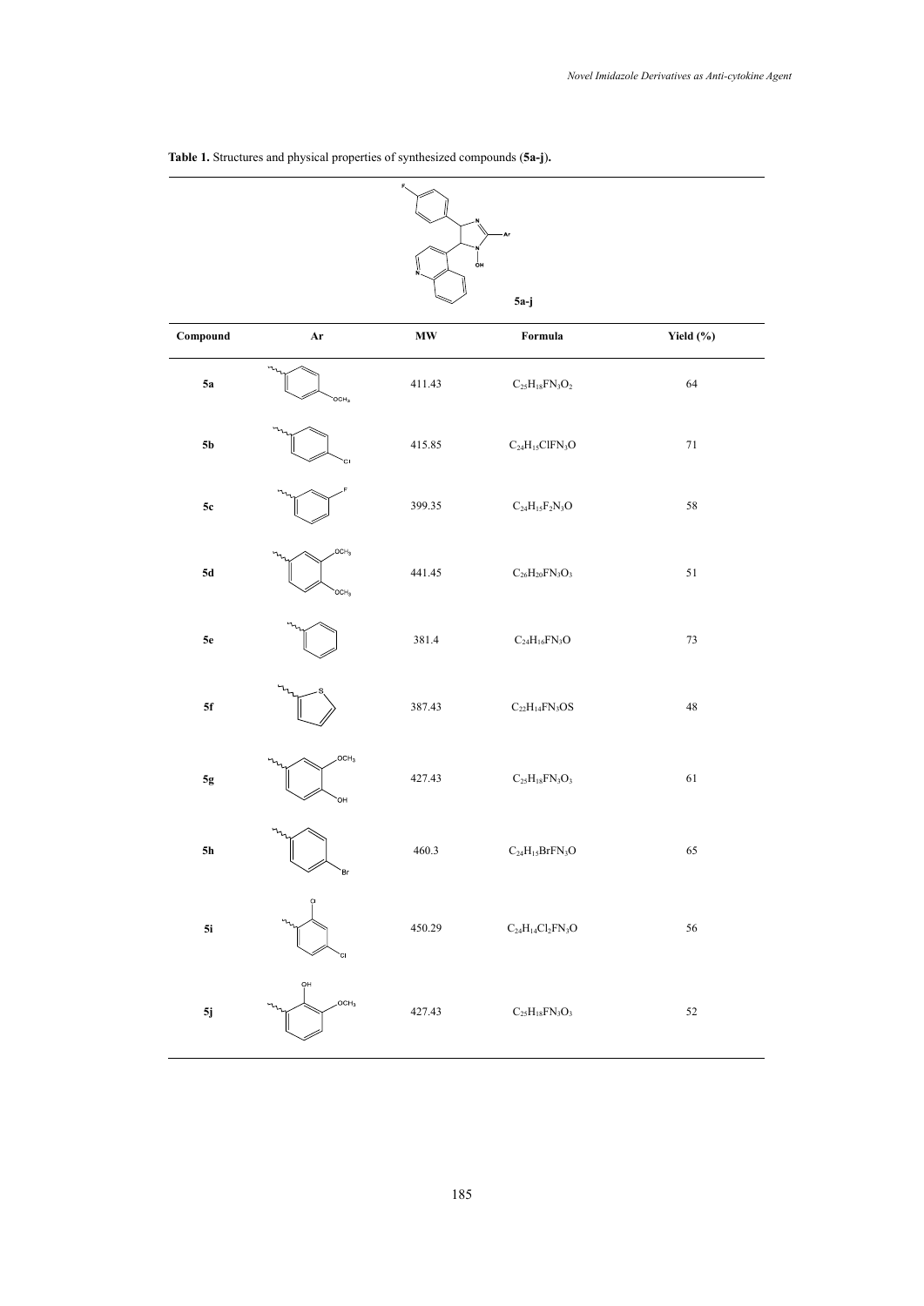**Table 1.** Structures and physical properties of synthesized compounds (**5a-j**).

**5a-j**

| Compound | Ar | MW | Formula | Yield (%) |
|---|---|---|---|---|
| **5a** | | 411.43 | $C_{25}H_{18}FN_3O_2$ | 64 |
| **5b** | | 415.85 | $C_{24}H_{15}ClFN_3O$ | 71 |
| **5c** | | 399.35 | $C_{24}H_{15}F_2N_3O$ | 58 |
| **5d** | | 441.45 | $C_{26}H_{20}FN_3O_3$ | 51 |
| **5e** | | 381.4 | $C_{24}H_{16}FN_3O$ | 73 |
| **5f** | | 387.43 | $C_{22}H_{14}FN_3OS$ | 48 |
| **5g** | | 427.43 | $C_{25}H_{18}FN_3O_3$ | 61 |
| **5h** | | 460.3 | $C_{24}H_{15}BrFN_3O$ | 65 |
| **5i** | | 450.29 | $C_{24}H_{14}Cl_2FN_3O$ | 56 |
| **5j** | | 427.43 | $C_{25}H_{18}FN_3O_3$ | 52 |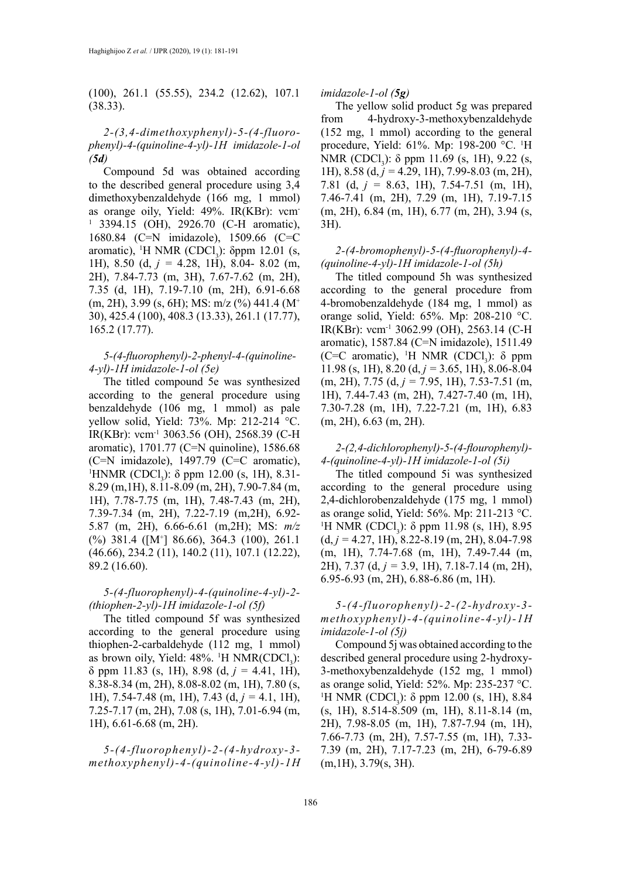(100), 261.1 (55.55), 234.2 (12.62), 107.1 (38.33).

*2-(3,4-dimethoxyphenyl)-5-(4-fluoro-phenyl)-4-(quinoline-4-yl)-1H imidazole-1-ol **(5d)***

Compound 5d was obtained according to the described general procedure using 3,4 dimethoxybenzaldehyde (166 mg, 1 mmol) as orange oily, Yield: 49%. IR(KBr): νcm$^{-1}$ 3394.15 (OH), 2926.70 (C-H aromatic), 1680.84 (C=N imidazole), 1509.66 (C=C aromatic), $^1$H NMR ($CDCl_3$): δppm 12.01 (s, 1H), 8.50 (d, *j* = 4.28, 1H), 8.04- 8.02 (m, 2H), 7.84-7.73 (m, 3H), 7.67-7.62 (m, 2H), 7.35 (d, 1H), 7.19-7.10 (m, 2H), 6.91-6.68 (m, 2H), 3.99 (s, 6H); MS: m/z (%) 441.4 ($M^+$ 30), 425.4 (100), 408.3 (13.33), 261.1 (17.77), 165.2 (17.77).

*5-(4-fluorophenyl)-2-phenyl-4-(quinoline-4-yl)-1H imidazole-1-ol (5e)*

The titled compound 5e was synthesized according to the general procedure using benzaldehyde (106 mg, 1 mmol) as pale yellow solid, Yield: 73%. Mp: 212-214 °C. IR(KBr): νcm$^{-1}$ 3063.56 (OH), 2568.39 (C-H aromatic), 1701.77 (C=N quinoline), 1586.68 (C=N imidazole), 1497.79 (C=C aromatic), $^1$HNMR ($CDCl_3$): δ ppm 12.00 (s, 1H), 8.31-8.29 (m,1H), 8.11-8.09 (m, 2H), 7.90-7.84 (m, 1H), 7.78-7.75 (m, 1H), 7.48-7.43 (m, 2H), 7.39-7.34 (m, 2H), 7.22-7.19 (m,2H), 6.92-5.87 (m, 2H), 6.66-6.61 (m,2H); MS: *m/z* (%) 381.4 ([$M^+$] 86.66), 364.3 (100), 261.1 (46.66), 234.2 (11), 140.2 (11), 107.1 (12.22), 89.2 (16.60).

*5-(4-fluorophenyl)-4-(quinoline-4-yl)-2-(thiophen-2-yl)-1H imidazole-1-ol (5f)*

The titled compound 5f was synthesized according to the general procedure using thiophen-2-carbaldehyde (112 mg, 1 mmol) as brown oily, Yield: 48%. $^1$H NMR($CDCl_3$): δ ppm 11.83 (s, 1H), 8.98 (d, *j* = 4.41, 1H), 8.38-8.34 (m, 2H), 8.08-8.02 (m, 1H), 7.80 (s, 1H), 7.54-7.48 (m, 1H), 7.43 (d, *j* = 4.1, 1H), 7.25-7.17 (m, 2H), 7.08 (s, 1H), 7.01-6.94 (m, 1H), 6.61-6.68 (m, 2H).

*5-(4-fluorophenyl)-2-(4-hydroxy-3-methoxyphenyl)-4-(quinoline-4-yl)-1H imidazole-1-ol **(5g)***

The yellow solid product 5g was prepared from 4-hydroxy-3-methoxybenzaldehyde (152 mg, 1 mmol) according to the general procedure, Yield: 61%. Mp: 198-200 °C. $^1$H NMR ($CDCl_3$): δ ppm 11.69 (s, 1H), 9.22 (s, 1H), 8.58 (d, *j* = 4.29, 1H), 7.99-8.03 (m, 2H), 7.81 (d, *j* = 8.63, 1H), 7.54-7.51 (m, 1H), 7.46-7.41 (m, 2H), 7.29 (m, 1H), 7.19-7.15 (m, 2H), 6.84 (m, 1H), 6.77 (m, 2H), 3.94 (s, 3H).

*2-(4-bromophenyl)-5-(4-fluorophenyl)-4-(quinoline-4-yl)-1H imidazole-1-ol (5h)*

The titled compound 5h was synthesized according to the general procedure from 4-bromobenzaldehyde (184 mg, 1 mmol) as orange solid, Yield: 65%. Mp: 208-210 °C. IR(KBr): νcm$^{-1}$ 3062.99 (OH), 2563.14 (C-H aromatic), 1587.84 (C=N imidazole), 1511.49 (C=C aromatic), $^1$H NMR ($CDCl_3$): δ ppm 11.98 (s, 1H), 8.20 (d, *j* = 3.65, 1H), 8.06-8.04 (m, 2H), 7.75 (d, *j* = 7.95, 1H), 7.53-7.51 (m, 1H), 7.44-7.43 (m, 2H), 7.427-7.40 (m, 1H), 7.30-7.28 (m, 1H), 7.22-7.21 (m, 1H), 6.83 (m, 2H), 6.63 (m, 2H).

*2-(2,4-dichlorophenyl)-5-(4-flourophenyl)-4-(quinoline-4-yl)-1H imidazole-1-ol (5i)*

The titled compound 5i was synthesized according to the general procedure using 2,4-dichlorobenzaldehyde (175 mg, 1 mmol) as orange solid, Yield: 56%. Mp: 211-213 °C. $^1$H NMR ($CDCl_3$): δ ppm 11.98 (s, 1H), 8.95 (d, *j* = 4.27, 1H), 8.22-8.19 (m, 2H), 8.04-7.98 (m, 1H), 7.74-7.68 (m, 1H), 7.49-7.44 (m, 2H), 7.37 (d, *j* = 3.9, 1H), 7.18-7.14 (m, 2H), 6.95-6.93 (m, 2H), 6.88-6.86 (m, 1H).

*5-(4-fluorophenyl)-2-(2-hydroxy-3-methoxyphenyl)-4-(quinoline-4-yl)-1H imidazole-1-ol (5j)*

Compound 5j was obtained according to the described general procedure using 2-hydroxy-3-methoxybenzaldehyde (152 mg, 1 mmol) as orange solid, Yield: 52%. Mp: 235-237 °C. $^1$H NMR ($CDCl_3$): δ ppm 12.00 (s, 1H), 8.84 (s, 1H), 8.514-8.509 (m, 1H), 8.11-8.14 (m, 2H), 7.98-8.05 (m, 1H), 7.87-7.94 (m, 1H), 7.66-7.73 (m, 2H), 7.57-7.55 (m, 1H), 7.33-7.39 (m, 2H), 7.17-7.23 (m, 2H), 6-79-6.89 (m,1H), 3.79(s, 3H).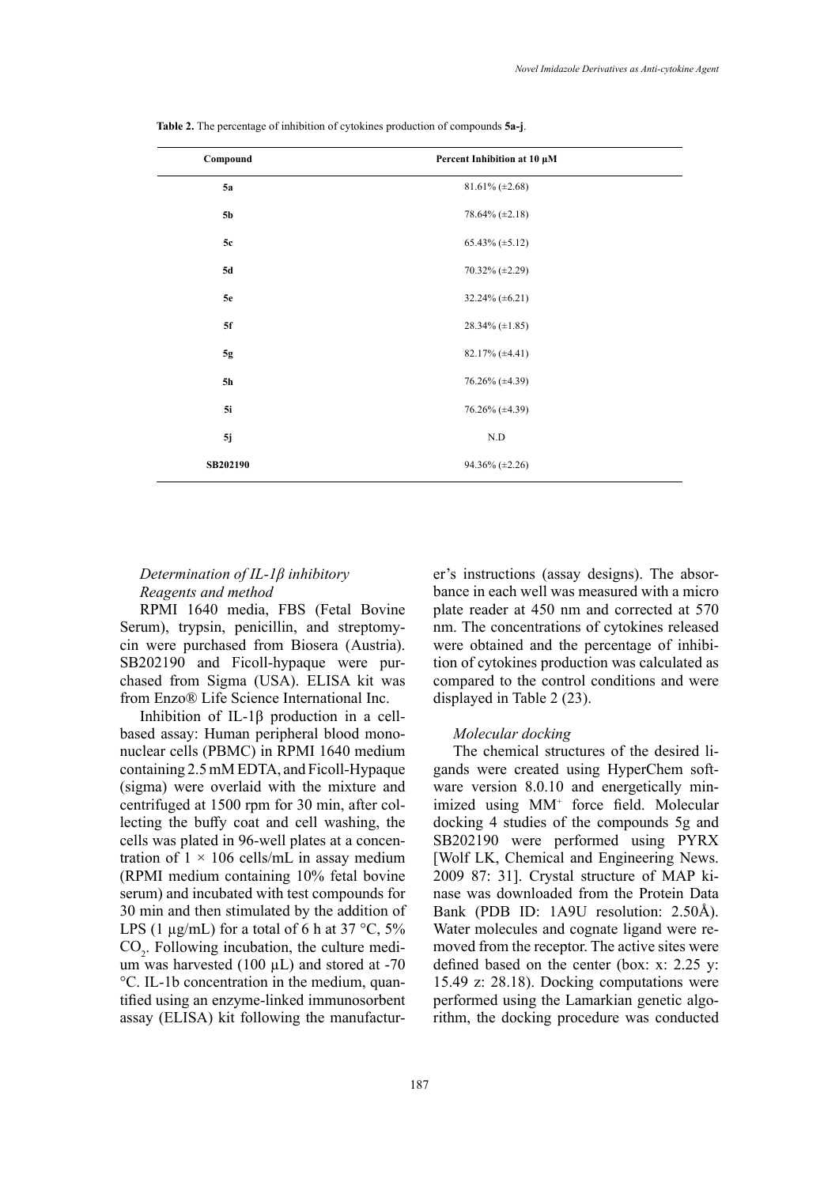**Table 2.** The percentage of inhibition of cytokines production of compounds **5a-j**.

| Compound | Percent Inhibition at 10 µM |
|---|---|
| **5a** | 81.61% (±2.68) |
| **5b** | 78.64% (±2.18) |
| **5c** | 65.43% (±5.12) |
| **5d** | 70.32% (±2.29) |
| **5e** | 32.24% (±6.21) |
| **5f** | 28.34% (±1.85) |
| **5g** | 82.17% (±4.41) |
| **5h** | 76.26% (±4.39) |
| **5i** | 76.26% (±4.39) |
| **5j** | N.D |
| **SB202190** | 94.36% (±2.26) |

*Determination of IL-1β inhibitory*

*Reagents and method*

RPMI 1640 media, FBS (Fetal Bovine Serum), trypsin, penicillin, and streptomycin were purchased from Biosera (Austria). SB202190 and Ficoll-hypaque were purchased from Sigma (USA). ELISA kit was from Enzo® Life Science International Inc.

Inhibition of IL-1β production in a cell-based assay: Human peripheral blood mononuclear cells (PBMC) in RPMI 1640 medium containing 2.5 mM EDTA, and Ficoll-Hypaque (sigma) were overlaid with the mixture and centrifuged at 1500 rpm for 30 min, after collecting the buffy coat and cell washing, the cells was plated in 96-well plates at a concentration of 1 × 106 cells/mL in assay medium (RPMI medium containing 10% fetal bovine serum) and incubated with test compounds for 30 min and then stimulated by the addition of LPS (1 µg/mL) for a total of 6 h at 37 °C, 5% $CO_2$. Following incubation, the culture medium was harvested (100 µL) and stored at -70 °C. IL-1b concentration in the medium, quantified using an enzyme-linked immunosorbent assay (ELISA) kit following the manufacturer's instructions (assay designs). The absorbance in each well was measured with a micro plate reader at 450 nm and corrected at 570 nm. The concentrations of cytokines released were obtained and the percentage of inhibition of cytokines production was calculated as compared to the control conditions and were displayed in Table 2 (23).

*Molecular docking*

The chemical structures of the desired ligands were created using HyperChem software version 8.0.10 and energetically minimized using $MM^+$ force field. Molecular docking 4 studies of the compounds 5g and SB202190 were performed using PYRX [Wolf LK, Chemical and Engineering News. 2009 87: 31]. Crystal structure of MAP kinase was downloaded from the Protein Data Bank (PDB ID: 1A9U resolution: 2.50Å). Water molecules and cognate ligand were removed from the receptor. The active sites were defined based on the center (box: x: 2.25 y: 15.49 z: 28.18). Docking computations were performed using the Lamarkian genetic algorithm, the docking procedure was conducted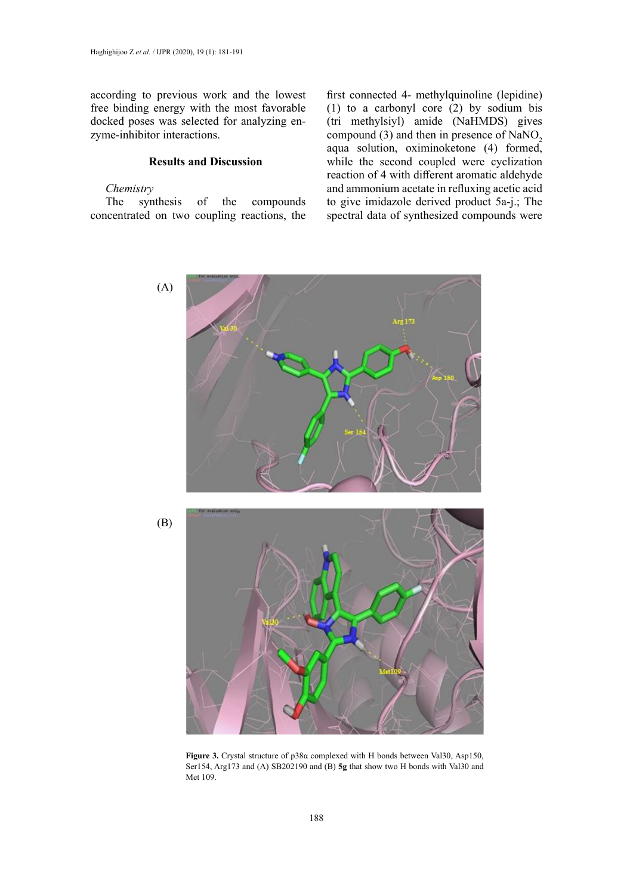according to previous work and the lowest free binding energy with the most favorable docked poses was selected for analyzing enzyme-inhibitor interactions.

## Results and Discussion

*Chemistry*

The synthesis of the compounds concentrated on two coupling reactions, the first connected 4- methylquinoline (lepidine) (1) to a carbonyl core (2) by sodium bis (tri methylsiyl) amide (NaHMDS) gives compound (3) and then in presence of $NaNO_2$ aqua solution, oximinoketone (4) formed, while the second coupled were cyclization reaction of 4 with different aromatic aldehyde and ammonium acetate in refluxing acetic acid to give imidazole derived product 5a-j.; The spectral data of synthesized compounds were

(A)

(B)

**Figure 3.** Crystal structure of p38α complexed with H bonds between Val30, Asp150, Ser154, Arg173 and (A) SB202190 and (B) **5g** that show two H bonds with Val30 and Met 109.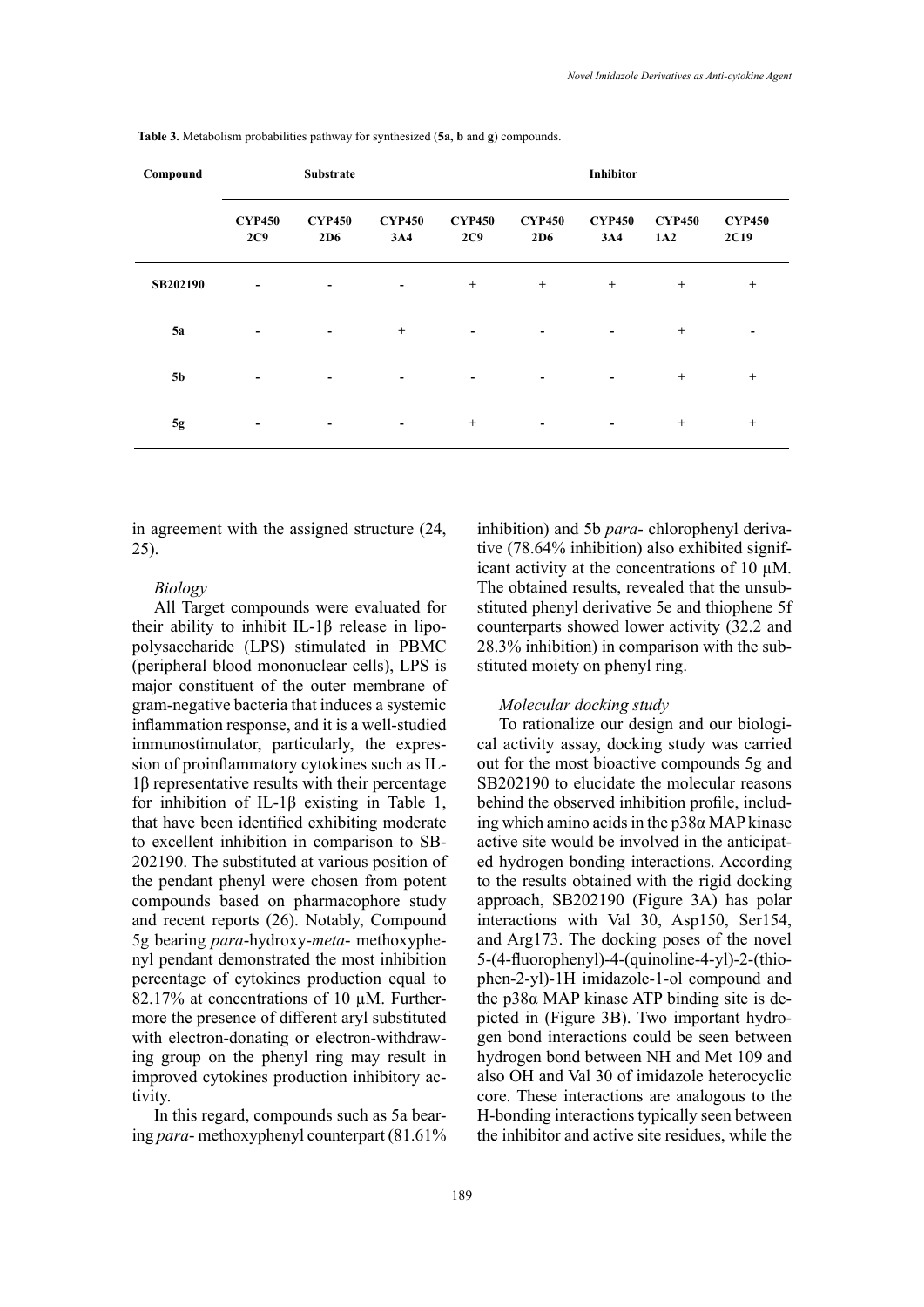**Table 3.** Metabolism probabilities pathway for synthesized (**5a, b** and **g**) compounds.

| Compound | Substrate | | | Inhibitor | | | | |
|---|---|---|---|---|---|---|---|---|
| | **CYP450 2C9** | **CYP450 2D6** | **CYP450 3A4** | **CYP450 2C9** | **CYP450 2D6** | **CYP450 3A4** | **CYP450 1A2** | **CYP450 2C19** |
| **SB202190** | - | - | - | + | + | + | + | + |
| **5a** | - | - | + | - | - | - | + | - |
| **5b** | - | - | - | - | - | - | + | + |
| **5g** | - | - | - | + | - | - | + | + |

in agreement with the assigned structure (24, 25).

### *Biology*

All Target compounds were evaluated for their ability to inhibit IL-1β release in lipopolysaccharide (LPS) stimulated in PBMC (peripheral blood mononuclear cells), LPS is major constituent of the outer membrane of gram-negative bacteria that induces a systemic inflammation response, and it is a well-studied immunostimulator, particularly, the expression of proinflammatory cytokines such as IL-1β representative results with their percentage for inhibition of IL-1β existing in Table 1, that have been identified exhibiting moderate to excellent inhibition in comparison to SB-202190. The substituted at various position of the pendant phenyl were chosen from potent compounds based on pharmacophore study and recent reports (26). Notably, Compound 5g bearing *para*-hydroxy-*meta*- methoxyphenyl pendant demonstrated the most inhibition percentage of cytokines production equal to 82.17% at concentrations of 10 µM. Furthermore the presence of different aryl substituted with electron-donating or electron-withdrawing group on the phenyl ring may result in improved cytokines production inhibitory activity.

In this regard, compounds such as 5a bearing *para*- methoxyphenyl counterpart (81.61% inhibition) and 5b *para*- chlorophenyl derivative (78.64% inhibition) also exhibited significant activity at the concentrations of 10 µM. The obtained results, revealed that the unsubstituted phenyl derivative 5e and thiophene 5f counterparts showed lower activity (32.2 and 28.3% inhibition) in comparison with the substituted moiety on phenyl ring.

### *Molecular docking study*

To rationalize our design and our biological activity assay, docking study was carried out for the most bioactive compounds 5g and SB202190 to elucidate the molecular reasons behind the observed inhibition profile, including which amino acids in the p38α MAP kinase active site would be involved in the anticipated hydrogen bonding interactions. According to the results obtained with the rigid docking approach, SB202190 (Figure 3A) has polar interactions with Val 30, Asp150, Ser154, and Arg173. The docking poses of the novel 5-(4-fluorophenyl)-4-(quinoline-4-yl)-2-(thiophen-2-yl)-1H imidazole-1-ol compound and the p38α MAP kinase ATP binding site is depicted in (Figure 3B). Two important hydrogen bond interactions could be seen between hydrogen bond between NH and Met 109 and also OH and Val 30 of imidazole heterocyclic core. These interactions are analogous to the H-bonding interactions typically seen between the inhibitor and active site residues, while the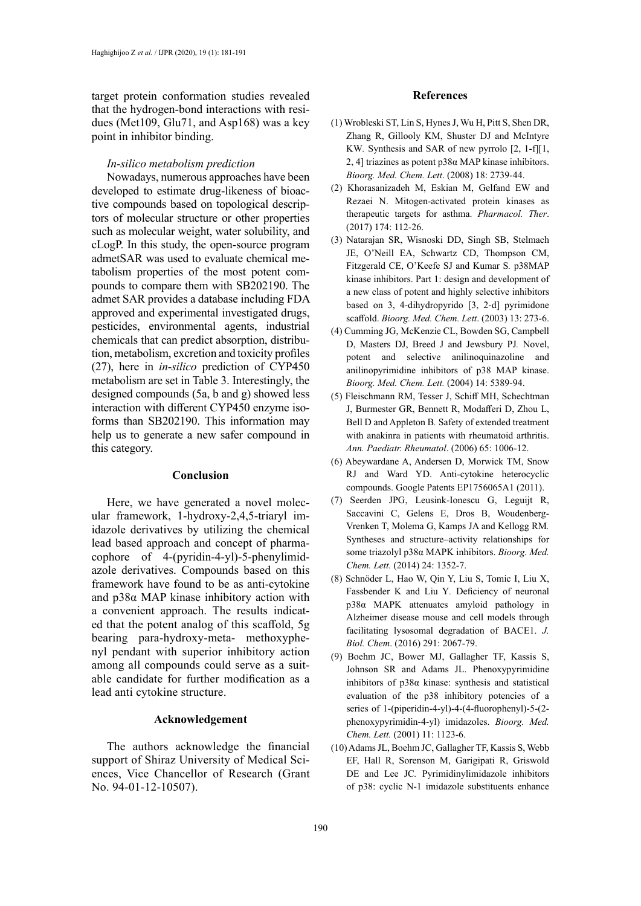target protein conformation studies revealed that the hydrogen-bond interactions with residues (Met109, Glu71, and Asp168) was a key point in inhibitor binding.

### *In-silico metabolism prediction*

Nowadays, numerous approaches have been developed to estimate drug-likeness of bioactive compounds based on topological descriptors of molecular structure or other properties such as molecular weight, water solubility, and cLogP. In this study, the open-source program admetSAR was used to evaluate chemical metabolism properties of the most potent compounds to compare them with SB202190. The admet SAR provides a database including FDA approved and experimental investigated drugs, pesticides, environmental agents, industrial chemicals that can predict absorption, distribution, metabolism, excretion and toxicity profiles (27), here in *in-silico* prediction of CYP450 metabolism are set in Table 3. Interestingly, the designed compounds (5a, b and g) showed less interaction with different CYP450 enzyme isoforms than SB202190. This information may help us to generate a new safer compound in this category.

## Conclusion

Here, we have generated a novel molecular framework, 1-hydroxy-2,4,5-triaryl imidazole derivatives by utilizing the chemical lead based approach and concept of pharmacophore of 4-(pyridin-4-yl)-5-phenylimidazole derivatives. Compounds based on this framework have found to be as anti-cytokine and p38α MAP kinase inhibitory action with a convenient approach. The results indicated that the potent analog of this scaffold, 5g bearing para-hydroxy-meta- methoxyphenyl pendant with superior inhibitory action among all compounds could serve as a suitable candidate for further modification as a lead anti cytokine structure.

## Acknowledgement

The authors acknowledge the financial support of Shiraz University of Medical Sciences, Vice Chancellor of Research (Grant No. 94-01-12-10507).

## References

(1) Wrobleski ST, Lin S, Hynes J, Wu H, Pitt S, Shen DR, Zhang R, Gillooly KM, Shuster DJ and McIntyre KW. Synthesis and SAR of new pyrrolo [2, 1-f][1, 2, 4] triazines as potent p38α MAP kinase inhibitors. *Bioorg. Med. Chem. Lett*. (2008) 18: 2739-44.

(2) Khorasanizadeh M, Eskian M, Gelfand EW and Rezaei N. Mitogen-activated protein kinases as therapeutic targets for asthma. *Pharmacol. Ther*. (2017) 174: 112-26.

(3) Natarajan SR, Wisnoski DD, Singh SB, Stelmach JE, O'Neill EA, Schwartz CD, Thompson CM, Fitzgerald CE, O'Keefe SJ and Kumar S. p38MAP kinase inhibitors. Part 1: design and development of a new class of potent and highly selective inhibitors based on 3, 4-dihydropyrido [3, 2-d] pyrimidone scaffold. *Bioorg. Med. Chem. Lett*. (2003) 13: 273-6.

(4) Cumming JG, McKenzie CL, Bowden SG, Campbell D, Masters DJ, Breed J and Jewsbury PJ. Novel, potent and selective anilinoquinazoline and anilinopyrimidine inhibitors of p38 MAP kinase. *Bioorg. Med. Chem. Lett.* (2004) 14: 5389-94.

(5) Fleischmann RM, Tesser J, Schiff MH, Schechtman J, Burmester GR, Bennett R, Modafferi D, Zhou L, Bell D and Appleton B. Safety of extended treatment with anakinra in patients with rheumatoid arthritis. *Ann. Paediatr. Rheumatol*. (2006) 65: 1006-12.

(6) Abeywardane A, Andersen D, Morwick TM, Snow RJ and Ward YD. Anti-cytokine heterocyclic compounds. Google Patents EP1756065A1 (2011).

(7) Seerden JPG, Leusink-Ionescu G, Leguijt R, Saccavini C, Gelens E, Dros B, Woudenberg-Vrenken T, Molema G, Kamps JA and Kellogg RM. Syntheses and structure–activity relationships for some triazolyl p38α MAPK inhibitors. *Bioorg. Med. Chem. Lett.* (2014) 24: 1352-7.

(8) Schnöder L, Hao W, Qin Y, Liu S, Tomic I, Liu X, Fassbender K and Liu Y. Deficiency of neuronal p38α MAPK attenuates amyloid pathology in Alzheimer disease mouse and cell models through facilitating lysosomal degradation of BACE1. *J. Biol. Chem*. (2016) 291: 2067-79.

(9) Boehm JC, Bower MJ, Gallagher TF, Kassis S, Johnson SR and Adams JL. Phenoxypyrimidine inhibitors of p38α kinase: synthesis and statistical evaluation of the p38 inhibitory potencies of a series of 1-(piperidin-4-yl)-4-(4-fluorophenyl)-5-(2-phenoxypyrimidin-4-yl) imidazoles. *Bioorg. Med. Chem. Lett.* (2001) 11: 1123-6.

(10) Adams JL, Boehm JC, Gallagher TF, Kassis S, Webb EF, Hall R, Sorenson M, Garigipati R, Griswold DE and Lee JC. Pyrimidinylimidazole inhibitors of p38: cyclic N-1 imidazole substituents enhance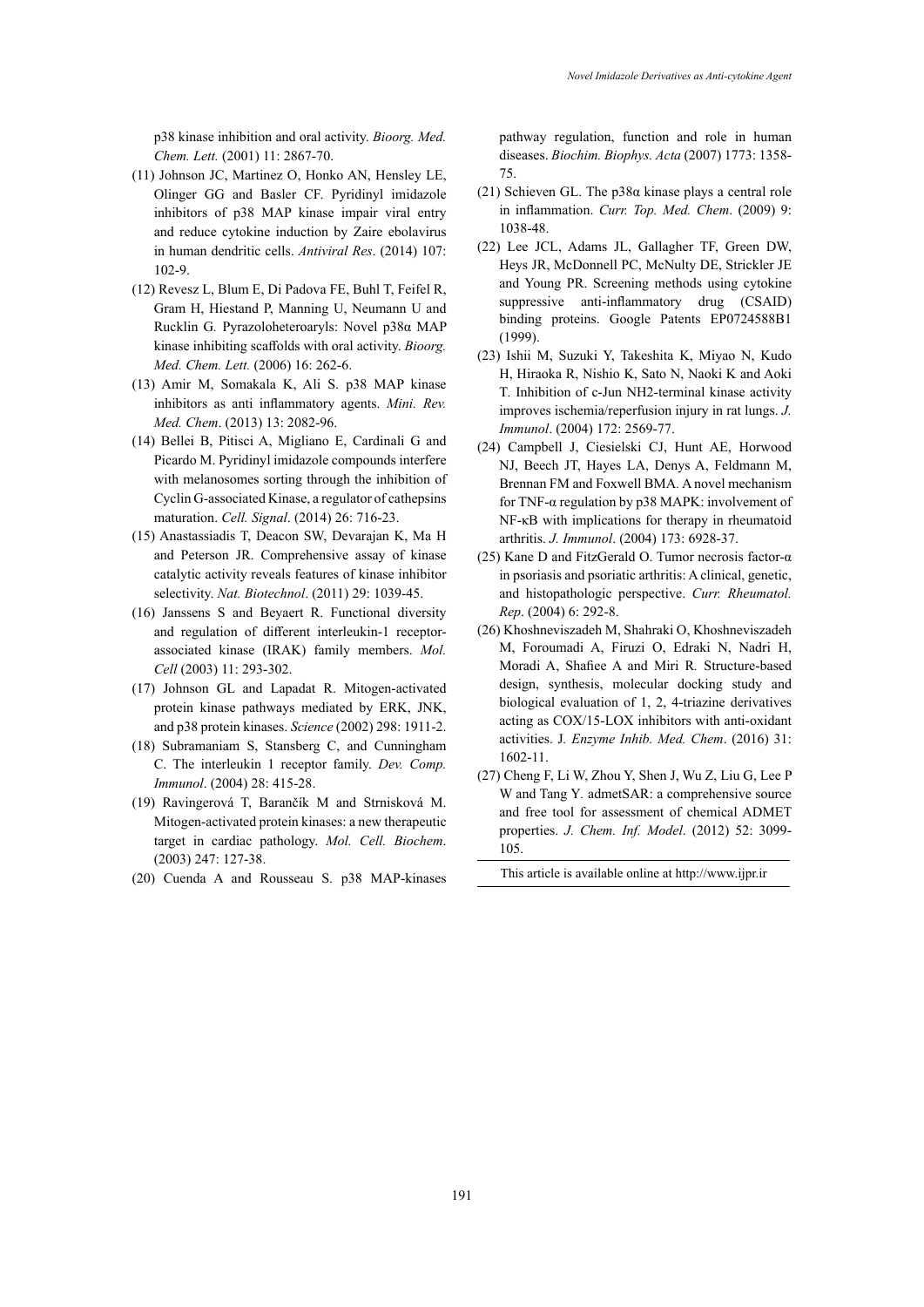p38 kinase inhibition and oral activity. *Bioorg. Med. Chem. Lett.* (2001) 11: 2867-70.

(11) Johnson JC, Martinez O, Honko AN, Hensley LE, Olinger GG and Basler CF. Pyridinyl imidazole inhibitors of p38 MAP kinase impair viral entry and reduce cytokine induction by Zaire ebolavirus in human dendritic cells. *Antiviral Res*. (2014) 107: 102-9.

(12) Revesz L, Blum E, Di Padova FE, Buhl T, Feifel R, Gram H, Hiestand P, Manning U, Neumann U and Rucklin G. Pyrazoloheteroaryls: Novel p38α MAP kinase inhibiting scaffolds with oral activity. *Bioorg. Med. Chem. Lett.* (2006) 16: 262-6.

(13) Amir M, Somakala K, Ali S. p38 MAP kinase inhibitors as anti inflammatory agents. *Mini. Rev. Med. Chem*. (2013) 13: 2082-96.

(14) Bellei B, Pitisci A, Migliano E, Cardinali G and Picardo M. Pyridinyl imidazole compounds interfere with melanosomes sorting through the inhibition of Cyclin G-associated Kinase, a regulator of cathepsins maturation. *Cell. Signal*. (2014) 26: 716-23.

(15) Anastassiadis T, Deacon SW, Devarajan K, Ma H and Peterson JR. Comprehensive assay of kinase catalytic activity reveals features of kinase inhibitor selectivity. *Nat. Biotechnol*. (2011) 29: 1039-45.

(16) Janssens S and Beyaert R. Functional diversity and regulation of different interleukin-1 receptor-associated kinase (IRAK) family members. *Mol. Cell* (2003) 11: 293-302.

(17) Johnson GL and Lapadat R. Mitogen-activated protein kinase pathways mediated by ERK, JNK, and p38 protein kinases. *Science* (2002) 298: 1911-2.

(18) Subramaniam S, Stansberg C, and Cunningham C. The interleukin 1 receptor family. *Dev. Comp. Immunol*. (2004) 28: 415-28.

(19) Ravingerová T, Barančík M and Strnisková M. Mitogen-activated protein kinases: a new therapeutic target in cardiac pathology. *Mol. Cell. Biochem*. (2003) 247: 127-38.

(20) Cuenda A and Rousseau S. p38 MAP-kinases pathway regulation, function and role in human diseases. *Biochim. Biophys. Acta* (2007) 1773: 1358-75.

(21) Schieven GL. The p38α kinase plays a central role in inflammation. *Curr. Top. Med. Chem*. (2009) 9: 1038-48.

(22) Lee JCL, Adams JL, Gallagher TF, Green DW, Heys JR, McDonnell PC, McNulty DE, Strickler JE and Young PR. Screening methods using cytokine suppressive anti-inflammatory drug (CSAID) binding proteins. Google Patents EP0724588B1 (1999).

(23) Ishii M, Suzuki Y, Takeshita K, Miyao N, Kudo H, Hiraoka R, Nishio K, Sato N, Naoki K and Aoki T. Inhibition of c-Jun NH2-terminal kinase activity improves ischemia/reperfusion injury in rat lungs. *J. Immunol*. (2004) 172: 2569-77.

(24) Campbell J, Ciesielski CJ, Hunt AE, Horwood NJ, Beech JT, Hayes LA, Denys A, Feldmann M, Brennan FM and Foxwell BMA. A novel mechanism for TNF-α regulation by p38 MAPK: involvement of NF-κB with implications for therapy in rheumatoid arthritis. *J. Immunol*. (2004) 173: 6928-37.

(25) Kane D and FitzGerald O. Tumor necrosis factor-α in psoriasis and psoriatic arthritis: A clinical, genetic, and histopathologic perspective. *Curr. Rheumatol. Rep*. (2004) 6: 292-8.

(26) Khoshneviszadeh M, Shahraki O, Khoshneviszadeh M, Foroumadi A, Firuzi O, Edraki N, Nadri H, Moradi A, Shafiee A and Miri R. Structure-based design, synthesis, molecular docking study and biological evaluation of 1, 2, 4-triazine derivatives acting as COX/15-LOX inhibitors with anti-oxidant activities. J. *Enzyme Inhib. Med. Chem*. (2016) 31: 1602-11.

(27) Cheng F, Li W, Zhou Y, Shen J, Wu Z, Liu G, Lee P W and Tang Y. admetSAR: a comprehensive source and free tool for assessment of chemical ADMET properties. *J. Chem. Inf. Model*. (2012) 52: 3099-105.

This article is available online at http://www.ijpr.ir